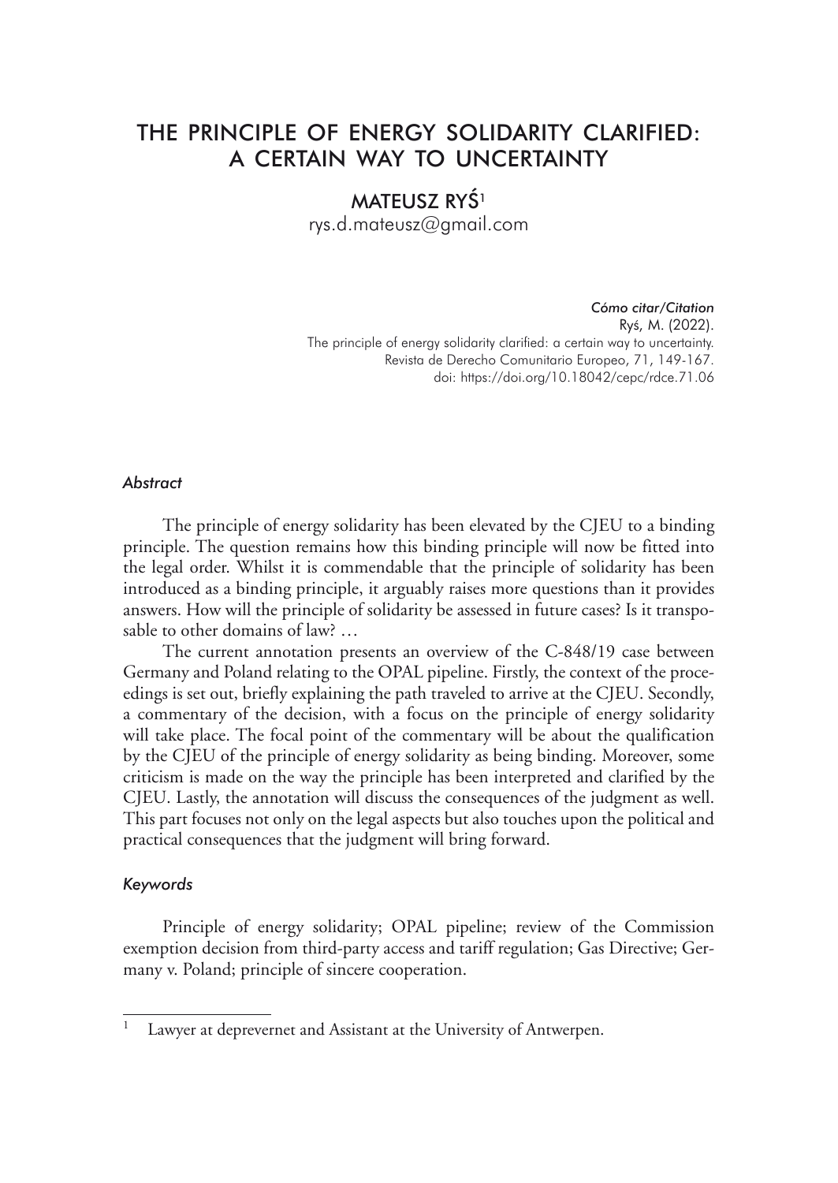# THE PRINCIPLE OF ENERGY SOLIDARITY CLARIFIED: A CERTAIN WAY TO UNCERTAINTY

## MATEUSZ RYŚ[1]

rys.d.mateusz@gmail.com

*Cómo citar/Citation*
Ryś, M. (2022).
The principle of energy solidarity clarified: a certain way to uncertainty.
Revista de Derecho Comunitario Europeo, 71, 149-167.
doi: https://doi.org/10.18042/cepc/rdce.71.06

### *Abstract*

The principle of energy solidarity has been elevated by the CJEU to a binding principle. The question remains how this binding principle will now be fitted into the legal order. Whilst it is commendable that the principle of solidarity has been introduced as a binding principle, it arguably raises more questions than it provides answers. How will the principle of solidarity be assessed in future cases? Is it transposable to other domains of law? …

The current annotation presents an overview of the C-848/19 case between Germany and Poland relating to the OPAL pipeline. Firstly, the context of the proceedings is set out, briefly explaining the path traveled to arrive at the CJEU. Secondly, a commentary of the decision, with a focus on the principle of energy solidarity will take place. The focal point of the commentary will be about the qualification by the CJEU of the principle of energy solidarity as being binding. Moreover, some criticism is made on the way the principle has been interpreted and clarified by the CJEU. Lastly, the annotation will discuss the consequences of the judgment as well. This part focuses not only on the legal aspects but also touches upon the political and practical consequences that the judgment will bring forward.

### *Keywords*

Principle of energy solidarity; OPAL pipeline; review of the Commission exemption decision from third-party access and tariff regulation; Gas Directive; Germany v. Poland; principle of sincere cooperation.

---

[1] Lawyer at deprevernet and Assistant at the University of Antwerpen.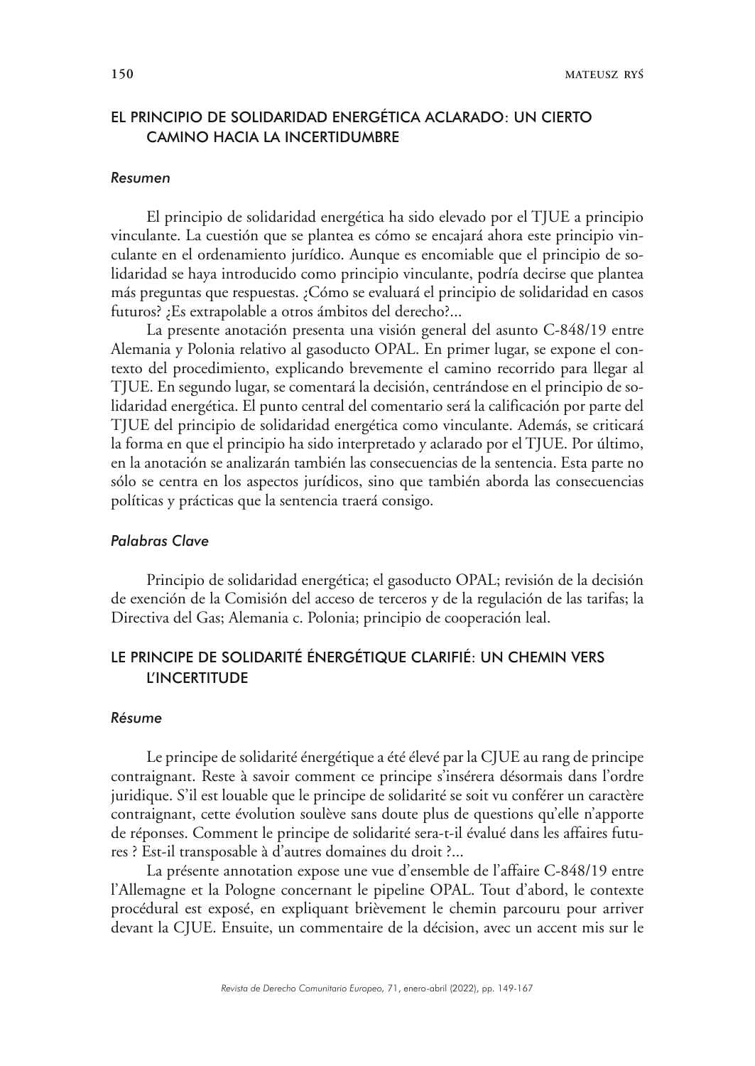## EL PRINCIPIO DE SOLIDARIDAD ENERGÉTICA ACLARADO: UN CIERTO CAMINO HACIA LA INCERTIDUMBRE

### *Resumen*

El principio de solidaridad energética ha sido elevado por el TJUE a principio vinculante. La cuestión que se plantea es cómo se encajará ahora este principio vinculante en el ordenamiento jurídico. Aunque es encomiable que el principio de solidaridad se haya introducido como principio vinculante, podría decirse que plantea más preguntas que respuestas. ¿Cómo se evaluará el principio de solidaridad en casos futuros? ¿Es extrapolable a otros ámbitos del derecho?...

La presente anotación presenta una visión general del asunto C-848/19 entre Alemania y Polonia relativo al gasoducto OPAL. En primer lugar, se expone el contexto del procedimiento, explicando brevemente el camino recorrido para llegar al TJUE. En segundo lugar, se comentará la decisión, centrándose en el principio de solidaridad energética. El punto central del comentario será la calificación por parte del TJUE del principio de solidaridad energética como vinculante. Además, se criticará la forma en que el principio ha sido interpretado y aclarado por el TJUE. Por último, en la anotación se analizarán también las consecuencias de la sentencia. Esta parte no sólo se centra en los aspectos jurídicos, sino que también aborda las consecuencias políticas y prácticas que la sentencia traerá consigo.

### *Palabras Clave*

Principio de solidaridad energética; el gasoducto OPAL; revisión de la decisión de exención de la Comisión del acceso de terceros y de la regulación de las tarifas; la Directiva del Gas; Alemania c. Polonia; principio de cooperación leal.

## LE PRINCIPE DE SOLIDARITÉ ÉNERGÉTIQUE CLARIFIÉ: UN CHEMIN VERS L'INCERTITUDE

### *Résume*

Le principe de solidarité énergétique a été élevé par la CJUE au rang de principe contraignant. Reste à savoir comment ce principe s'insérera désormais dans l'ordre juridique. S'il est louable que le principe de solidarité se soit vu conférer un caractère contraignant, cette évolution soulève sans doute plus de questions qu'elle n'apporte de réponses. Comment le principe de solidarité sera-t-il évalué dans les affaires futures ? Est-il transposable à d'autres domaines du droit ?...

La présente annotation expose une vue d'ensemble de l'affaire C-848/19 entre l'Allemagne et la Pologne concernant le pipeline OPAL. Tout d'abord, le contexte procédural est exposé, en expliquant brièvement le chemin parcouru pour arriver devant la CJUE. Ensuite, un commentaire de la décision, avec un accent mis sur le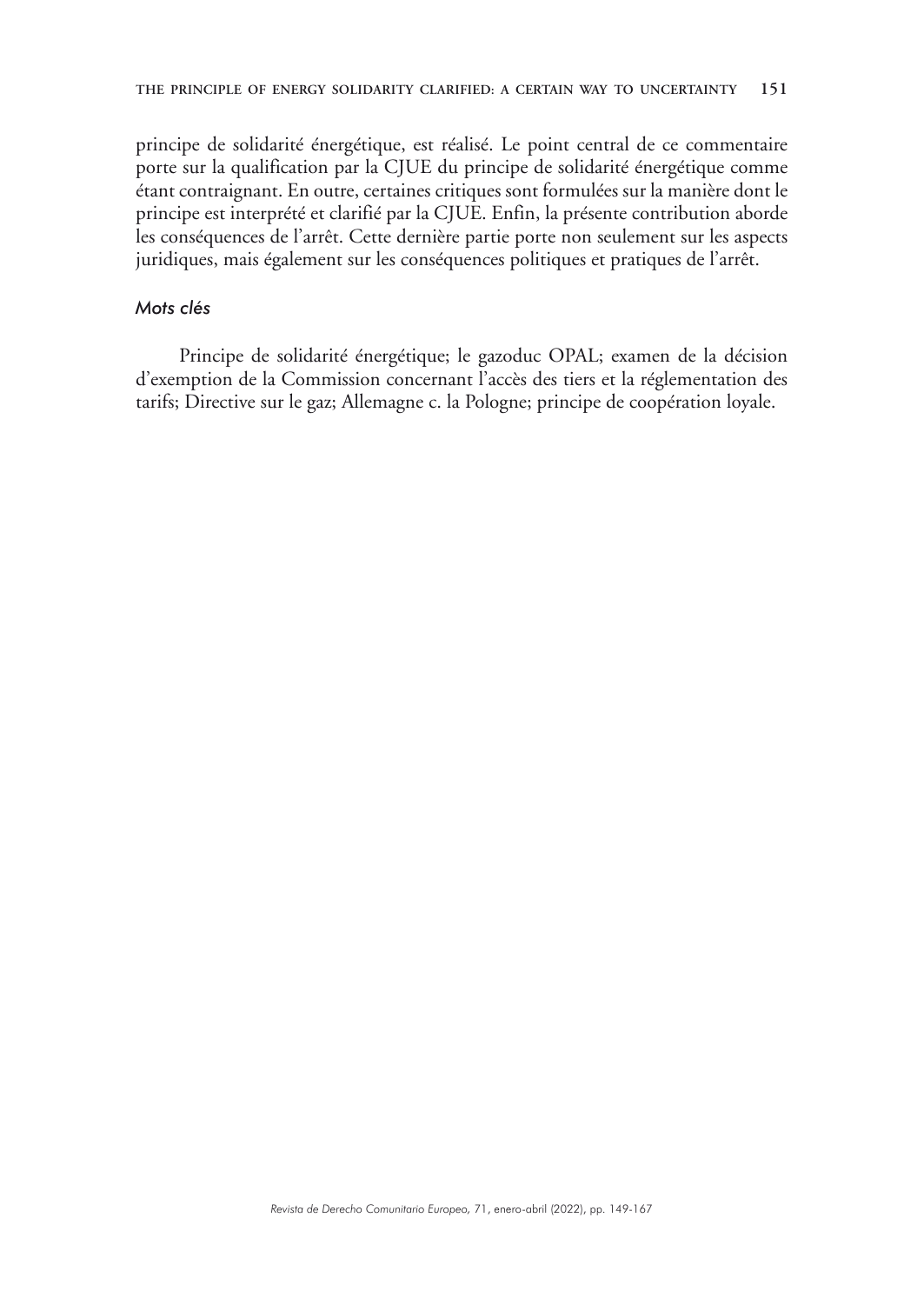principe de solidarité énergétique, est réalisé. Le point central de ce commentaire porte sur la qualification par la CJUE du principe de solidarité énergétique comme étant contraignant. En outre, certaines critiques sont formulées sur la manière dont le principe est interprété et clarifié par la CJUE. Enfin, la présente contribution aborde les conséquences de l'arrêt. Cette dernière partie porte non seulement sur les aspects juridiques, mais également sur les conséquences politiques et pratiques de l'arrêt.

### *Mots clés*

Principe de solidarité énergétique; le gazoduc OPAL; examen de la décision d'exemption de la Commission concernant l'accès des tiers et la réglementation des tarifs; Directive sur le gaz; Allemagne c. la Pologne; principe de coopération loyale.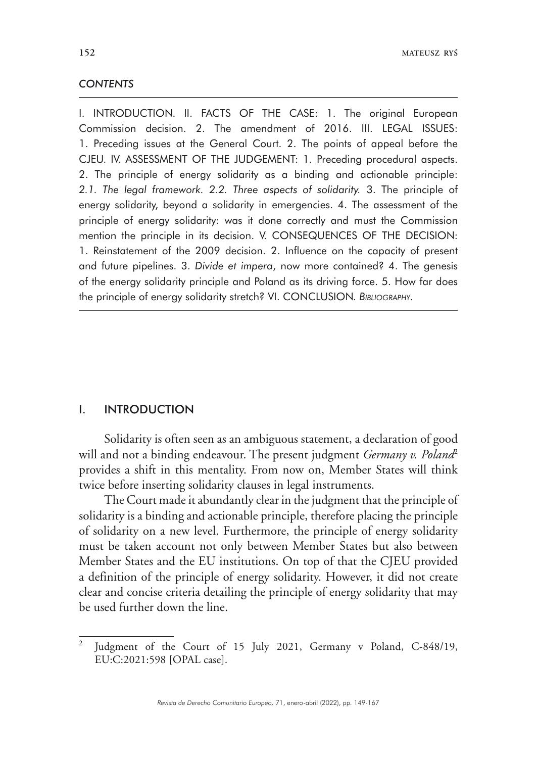*CONTENTS*

I. INTRODUCTION. II. FACTS OF THE CASE: 1. The original European Commission decision. 2. The amendment of 2016. III. LEGAL ISSUES: 1. Preceding issues at the General Court. 2. The points of appeal before the CJEU. IV. ASSESSMENT OF THE JUDGEMENT: 1. Preceding procedural aspects. 2. The principle of energy solidarity as a binding and actionable principle: *2.1. The legal framework. 2.2. Three aspects of solidarity.* 3. The principle of energy solidarity, beyond a solidarity in emergencies. 4. The assessment of the principle of energy solidarity: was it done correctly and must the Commission mention the principle in its decision. V. CONSEQUENCES OF THE DECISION: 1. Reinstatement of the 2009 decision. 2. Influence on the capacity of present and future pipelines. 3. *Divide et impera*, now more contained? 4. The genesis of the energy solidarity principle and Poland as its driving force. 5. How far does the principle of energy solidarity stretch? VI. CONCLUSION. *BIBLIOGRAPHY*.

## I. INTRODUCTION

Solidarity is often seen as an ambiguous statement, a declaration of good will and not a binding endeavour. The present judgment *Germany v. Poland*[2] provides a shift in this mentality. From now on, Member States will think twice before inserting solidarity clauses in legal instruments.

The Court made it abundantly clear in the judgment that the principle of solidarity is a binding and actionable principle, therefore placing the principle of solidarity on a new level. Furthermore, the principle of energy solidarity must be taken account not only between Member States but also between Member States and the EU institutions. On top of that the CJEU provided a definition of the principle of energy solidarity. However, it did not create clear and concise criteria detailing the principle of energy solidarity that may be used further down the line.

---

[2] Judgment of the Court of 15 July 2021, Germany v Poland, C-848/19, EU:C:2021:598 [OPAL case].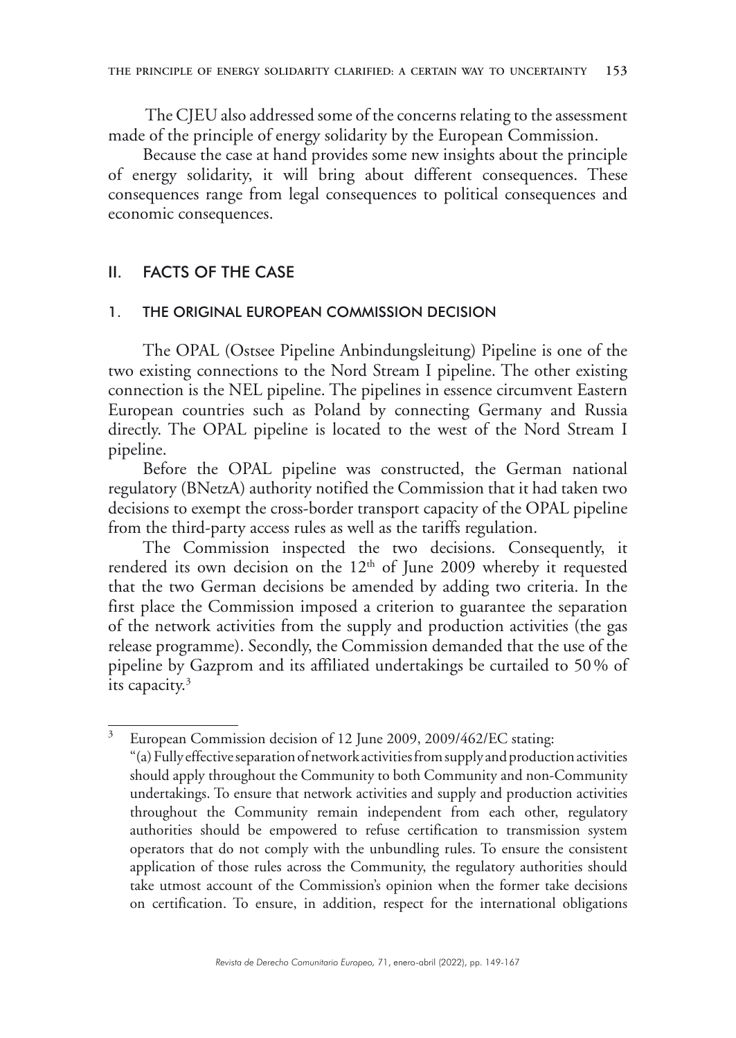The CJEU also addressed some of the concerns relating to the assessment made of the principle of energy solidarity by the European Commission.

Because the case at hand provides some new insights about the principle of energy solidarity, it will bring about different consequences. These consequences range from legal consequences to political consequences and economic consequences.

## II. FACTS OF THE CASE

### 1. THE ORIGINAL EUROPEAN COMMISSION DECISION

The OPAL (Ostsee Pipeline Anbindungsleitung) Pipeline is one of the two existing connections to the Nord Stream I pipeline. The other existing connection is the NEL pipeline. The pipelines in essence circumvent Eastern European countries such as Poland by connecting Germany and Russia directly. The OPAL pipeline is located to the west of the Nord Stream I pipeline.

Before the OPAL pipeline was constructed, the German national regulatory (BNetzA) authority notified the Commission that it had taken two decisions to exempt the cross-border transport capacity of the OPAL pipeline from the third-party access rules as well as the tariffs regulation.

The Commission inspected the two decisions. Consequently, it rendered its own decision on the 12th of June 2009 whereby it requested that the two German decisions be amended by adding two criteria. In the first place the Commission imposed a criterion to guarantee the separation of the network activities from the supply and production activities (the gas release programme). Secondly, the Commission demanded that the use of the pipeline by Gazprom and its affiliated undertakings be curtailed to 50% of its capacity.[3]

---

[3] European Commission decision of 12 June 2009, 2009/462/EC stating:
"(a) Fully effective separation of network activities from supply and production activities should apply throughout the Community to both Community and non-Community undertakings. To ensure that network activities and supply and production activities throughout the Community remain independent from each other, regulatory authorities should be empowered to refuse certification to transmission system operators that do not comply with the unbundling rules. To ensure the consistent application of those rules across the Community, the regulatory authorities should take utmost account of the Commission's opinion when the former take decisions on certification. To ensure, in addition, respect for the international obligations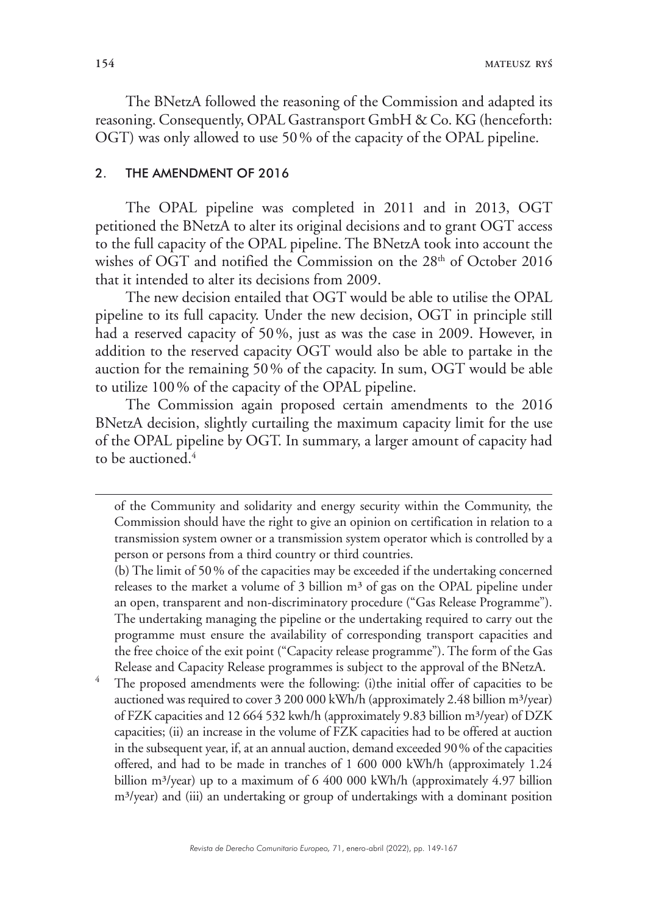The BNetzA followed the reasoning of the Commission and adapted its reasoning. Consequently, OPAL Gastransport GmbH & Co. KG (henceforth: OGT) was only allowed to use 50 % of the capacity of the OPAL pipeline.

## 2. THE AMENDMENT OF 2016

The OPAL pipeline was completed in 2011 and in 2013, OGT petitioned the BNetzA to alter its original decisions and to grant OGT access to the full capacity of the OPAL pipeline. The BNetzA took into account the wishes of OGT and notified the Commission on the 28th of October 2016 that it intended to alter its decisions from 2009.

The new decision entailed that OGT would be able to utilise the OPAL pipeline to its full capacity. Under the new decision, OGT in principle still had a reserved capacity of 50 %, just as was the case in 2009. However, in addition to the reserved capacity OGT would also be able to partake in the auction for the remaining 50 % of the capacity. In sum, OGT would be able to utilize 100 % of the capacity of the OPAL pipeline.

The Commission again proposed certain amendments to the 2016 BNetzA decision, slightly curtailing the maximum capacity limit for the use of the OPAL pipeline by OGT. In summary, a larger amount of capacity had to be auctioned.[4]

---

of the Community and solidarity and energy security within the Community, the Commission should have the right to give an opinion on certification in relation to a transmission system owner or a transmission system operator which is controlled by a person or persons from a third country or third countries.

(b) The limit of 50 % of the capacities may be exceeded if the undertaking concerned releases to the market a volume of 3 billion m³ of gas on the OPAL pipeline under an open, transparent and non-discriminatory procedure ("Gas Release Programme"). The undertaking managing the pipeline or the undertaking required to carry out the programme must ensure the availability of corresponding transport capacities and the free choice of the exit point ("Capacity release programme"). The form of the Gas Release and Capacity Release programmes is subject to the approval of the BNetzA.

[4] The proposed amendments were the following: (i)the initial offer of capacities to be auctioned was required to cover 3 200 000 kWh/h (approximately 2.48 billion m³/year) of FZK capacities and 12 664 532 kwh/h (approximately 9.83 billion m³/year) of DZK capacities; (ii) an increase in the volume of FZK capacities had to be offered at auction in the subsequent year, if, at an annual auction, demand exceeded 90 % of the capacities offered, and had to be made in tranches of 1 600 000 kWh/h (approximately 1.24 billion m³/year) up to a maximum of 6 400 000 kWh/h (approximately 4.97 billion m³/year) and (iii) an undertaking or group of undertakings with a dominant position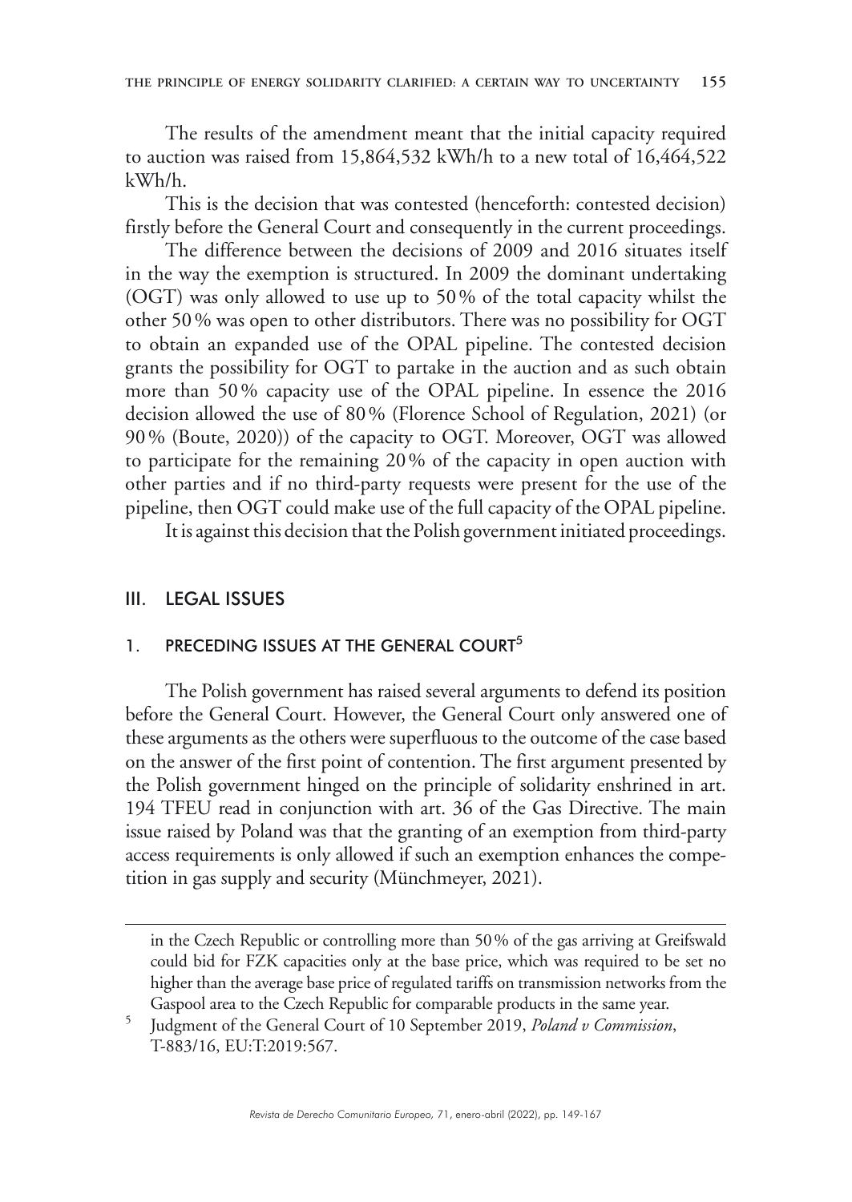The results of the amendment meant that the initial capacity required to auction was raised from 15,864,532 kWh/h to a new total of 16,464,522 kWh/h.

This is the decision that was contested (henceforth: contested decision) firstly before the General Court and consequently in the current proceedings.

The difference between the decisions of 2009 and 2016 situates itself in the way the exemption is structured. In 2009 the dominant undertaking (OGT) was only allowed to use up to 50 % of the total capacity whilst the other 50 % was open to other distributors. There was no possibility for OGT to obtain an expanded use of the OPAL pipeline. The contested decision grants the possibility for OGT to partake in the auction and as such obtain more than 50 % capacity use of the OPAL pipeline. In essence the 2016 decision allowed the use of 80 % (Florence School of Regulation, 2021) (or 90 % (Boute, 2020)) of the capacity to OGT. Moreover, OGT was allowed to participate for the remaining 20 % of the capacity in open auction with other parties and if no third-party requests were present for the use of the pipeline, then OGT could make use of the full capacity of the OPAL pipeline.

It is against this decision that the Polish government initiated proceedings.

## III. LEGAL ISSUES

### 1. PRECEDING ISSUES AT THE GENERAL COURT[5]

The Polish government has raised several arguments to defend its position before the General Court. However, the General Court only answered one of these arguments as the others were superfluous to the outcome of the case based on the answer of the first point of contention. The first argument presented by the Polish government hinged on the principle of solidarity enshrined in art. 194 TFEU read in conjunction with art. 36 of the Gas Directive. The main issue raised by Poland was that the granting of an exemption from third-party access requirements is only allowed if such an exemption enhances the competition in gas supply and security (Münchmeyer, 2021).

---

in the Czech Republic or controlling more than 50 % of the gas arriving at Greifswald could bid for FZK capacities only at the base price, which was required to be set no higher than the average base price of regulated tariffs on transmission networks from the Gaspool area to the Czech Republic for comparable products in the same year.

[5] Judgment of the General Court of 10 September 2019, *Poland v Commission*, T-883/16, EU:T:2019:567.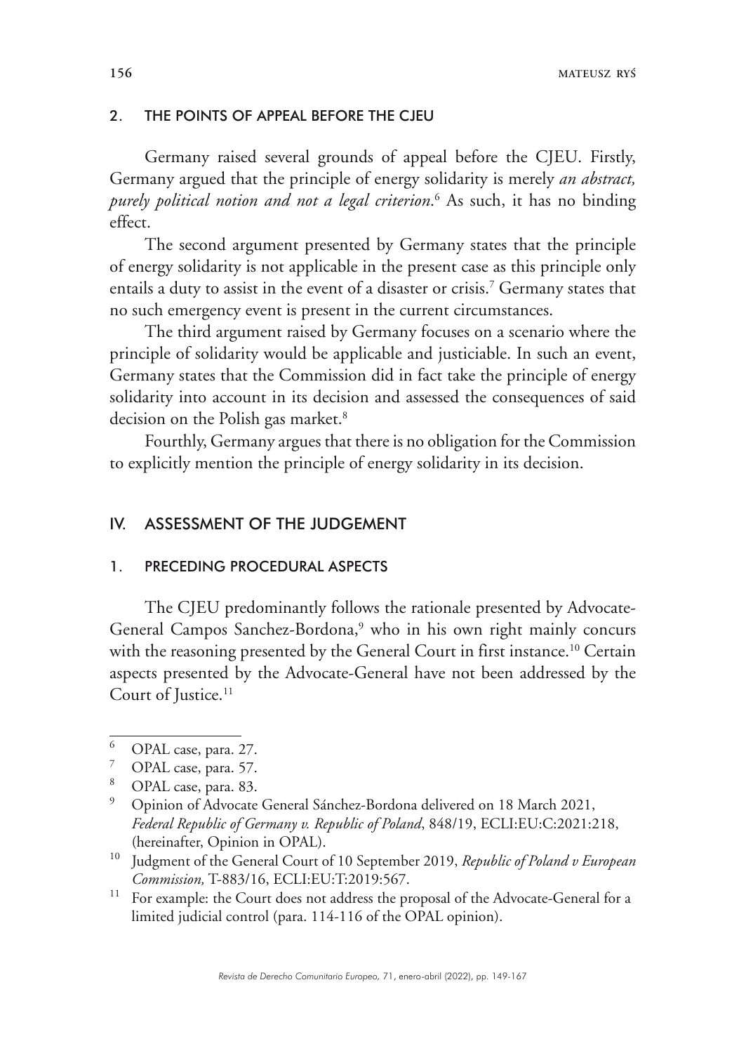### 2. THE POINTS OF APPEAL BEFORE THE CJEU

Germany raised several grounds of appeal before the CJEU. Firstly, Germany argued that the principle of energy solidarity is merely *an abstract, purely political notion and not a legal criterion*.[6] As such, it has no binding effect.

The second argument presented by Germany states that the principle of energy solidarity is not applicable in the present case as this principle only entails a duty to assist in the event of a disaster or crisis.[7] Germany states that no such emergency event is present in the current circumstances.

The third argument raised by Germany focuses on a scenario where the principle of solidarity would be applicable and justiciable. In such an event, Germany states that the Commission did in fact take the principle of energy solidarity into account in its decision and assessed the consequences of said decision on the Polish gas market.[8]

Fourthly, Germany argues that there is no obligation for the Commission to explicitly mention the principle of energy solidarity in its decision.

## IV. ASSESSMENT OF THE JUDGEMENT

### 1. PRECEDING PROCEDURAL ASPECTS

The CJEU predominantly follows the rationale presented by Advocate-General Campos Sanchez-Bordona,[9] who in his own right mainly concurs with the reasoning presented by the General Court in first instance.[10] Certain aspects presented by the Advocate-General have not been addressed by the Court of Justice.[11]

---

[6] OPAL case, para. 27.

[7] OPAL case, para. 57.

[8] OPAL case, para. 83.

[9] Opinion of Advocate General Sánchez-Bordona delivered on 18 March 2021, *Federal Republic of Germany v. Republic of Poland*, 848/19, ECLI:EU:C:2021:218, (hereinafter, Opinion in OPAL).

[10] Judgment of the General Court of 10 September 2019, *Republic of Poland v European Commission,* T-883/16, ECLI:EU:T:2019:567.

[11] For example: the Court does not address the proposal of the Advocate-General for a limited judicial control (para. 114-116 of the OPAL opinion).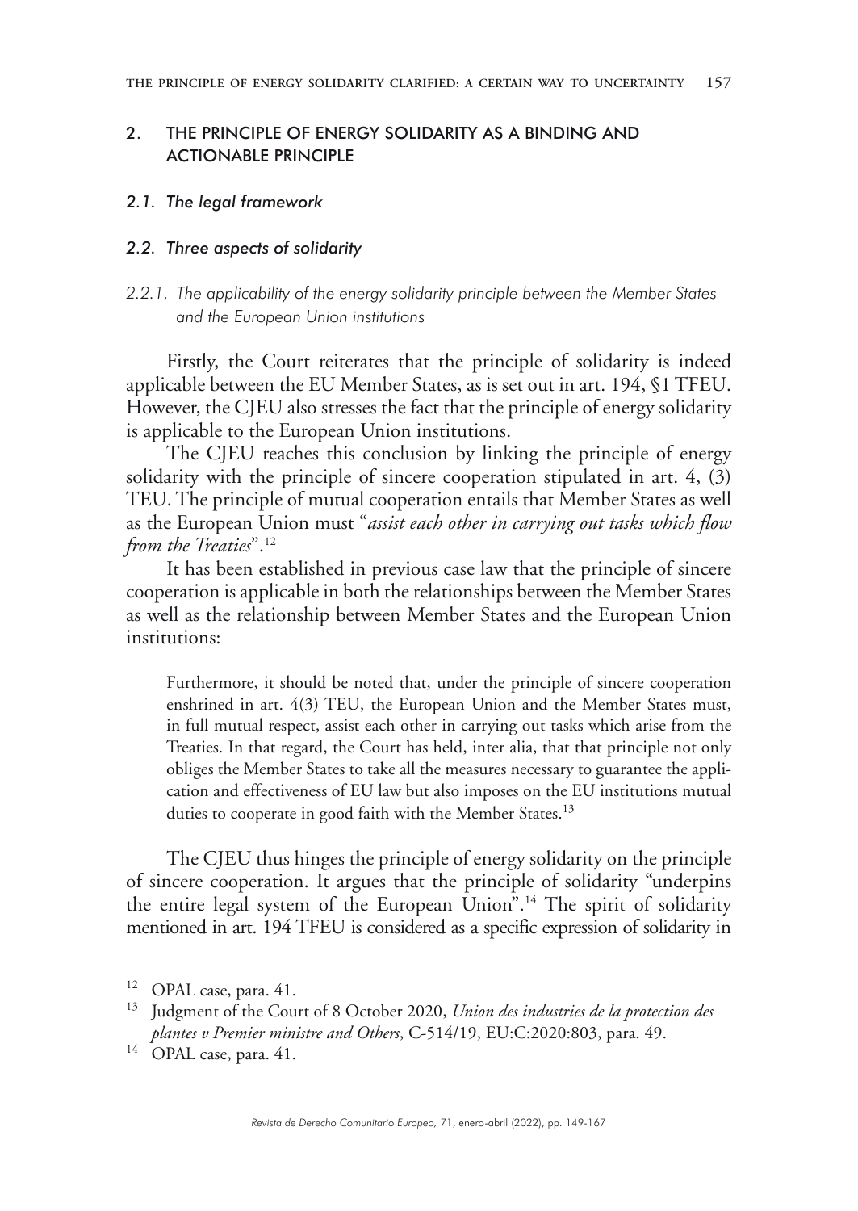## 2. THE PRINCIPLE OF ENERGY SOLIDARITY AS A BINDING AND ACTIONABLE PRINCIPLE

### *2.1. The legal framework*

### *2.2. Three aspects of solidarity*

#### *2.2.1. The applicability of the energy solidarity principle between the Member States and the European Union institutions*

Firstly, the Court reiterates that the principle of solidarity is indeed applicable between the EU Member States, as is set out in art. 194, §1 TFEU. However, the CJEU also stresses the fact that the principle of energy solidarity is applicable to the European Union institutions.

The CJEU reaches this conclusion by linking the principle of energy solidarity with the principle of sincere cooperation stipulated in art. 4, (3) TEU. The principle of mutual cooperation entails that Member States as well as the European Union must "*assist each other in carrying out tasks which flow from the Treaties*".[12]

It has been established in previous case law that the principle of sincere cooperation is applicable in both the relationships between the Member States as well as the relationship between Member States and the European Union institutions:

> Furthermore, it should be noted that, under the principle of sincere cooperation enshrined in art. 4(3) TEU, the European Union and the Member States must, in full mutual respect, assist each other in carrying out tasks which arise from the Treaties. In that regard, the Court has held, inter alia, that that principle not only obliges the Member States to take all the measures necessary to guarantee the application and effectiveness of EU law but also imposes on the EU institutions mutual duties to cooperate in good faith with the Member States.[13]

The CJEU thus hinges the principle of energy solidarity on the principle of sincere cooperation. It argues that the principle of solidarity "underpins the entire legal system of the European Union".[14] The spirit of solidarity mentioned in art. 194 TFEU is considered as a specific expression of solidarity in

---

[12] OPAL case, para. 41.

[13] Judgment of the Court of 8 October 2020, *Union des industries de la protection des plantes v Premier ministre and Others*, C-514/19, EU:C:2020:803, para. 49.

[14] OPAL case, para. 41.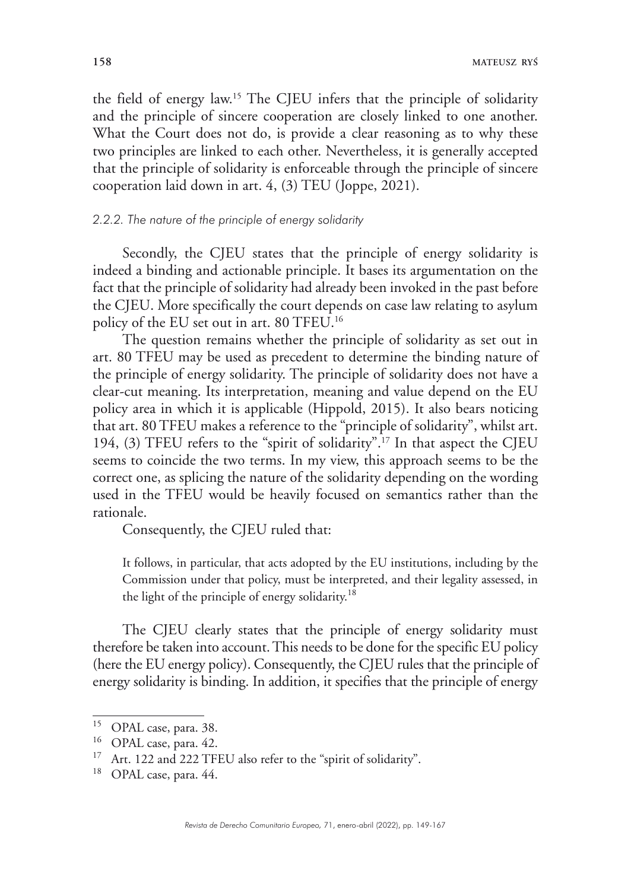the field of energy law.[15] The CJEU infers that the principle of solidarity and the principle of sincere cooperation are closely linked to one another. What the Court does not do, is provide a clear reasoning as to why these two principles are linked to each other. Nevertheless, it is generally accepted that the principle of solidarity is enforceable through the principle of sincere cooperation laid down in art. 4, (3) TEU (Joppe, 2021).

### *2.2.2. The nature of the principle of energy solidarity*

Secondly, the CJEU states that the principle of energy solidarity is indeed a binding and actionable principle. It bases its argumentation on the fact that the principle of solidarity had already been invoked in the past before the CJEU. More specifically the court depends on case law relating to asylum policy of the EU set out in art. 80 TFEU.[16]

The question remains whether the principle of solidarity as set out in art. 80 TFEU may be used as precedent to determine the binding nature of the principle of energy solidarity. The principle of solidarity does not have a clear-cut meaning. Its interpretation, meaning and value depend on the EU policy area in which it is applicable (Hippold, 2015). It also bears noticing that art. 80 TFEU makes a reference to the "principle of solidarity", whilst art. 194, (3) TFEU refers to the "spirit of solidarity".[17] In that aspect the CJEU seems to coincide the two terms. In my view, this approach seems to be the correct one, as splicing the nature of the solidarity depending on the wording used in the TFEU would be heavily focused on semantics rather than the rationale.

Consequently, the CJEU ruled that:

> It follows, in particular, that acts adopted by the EU institutions, including by the Commission under that policy, must be interpreted, and their legality assessed, in the light of the principle of energy solidarity.[18]

The CJEU clearly states that the principle of energy solidarity must therefore be taken into account. This needs to be done for the specific EU policy (here the EU energy policy). Consequently, the CJEU rules that the principle of energy solidarity is binding. In addition, it specifies that the principle of energy

---

[15] OPAL case, para. 38.

[16] OPAL case, para. 42.

[17] Art. 122 and 222 TFEU also refer to the "spirit of solidarity".

[18] OPAL case, para. 44.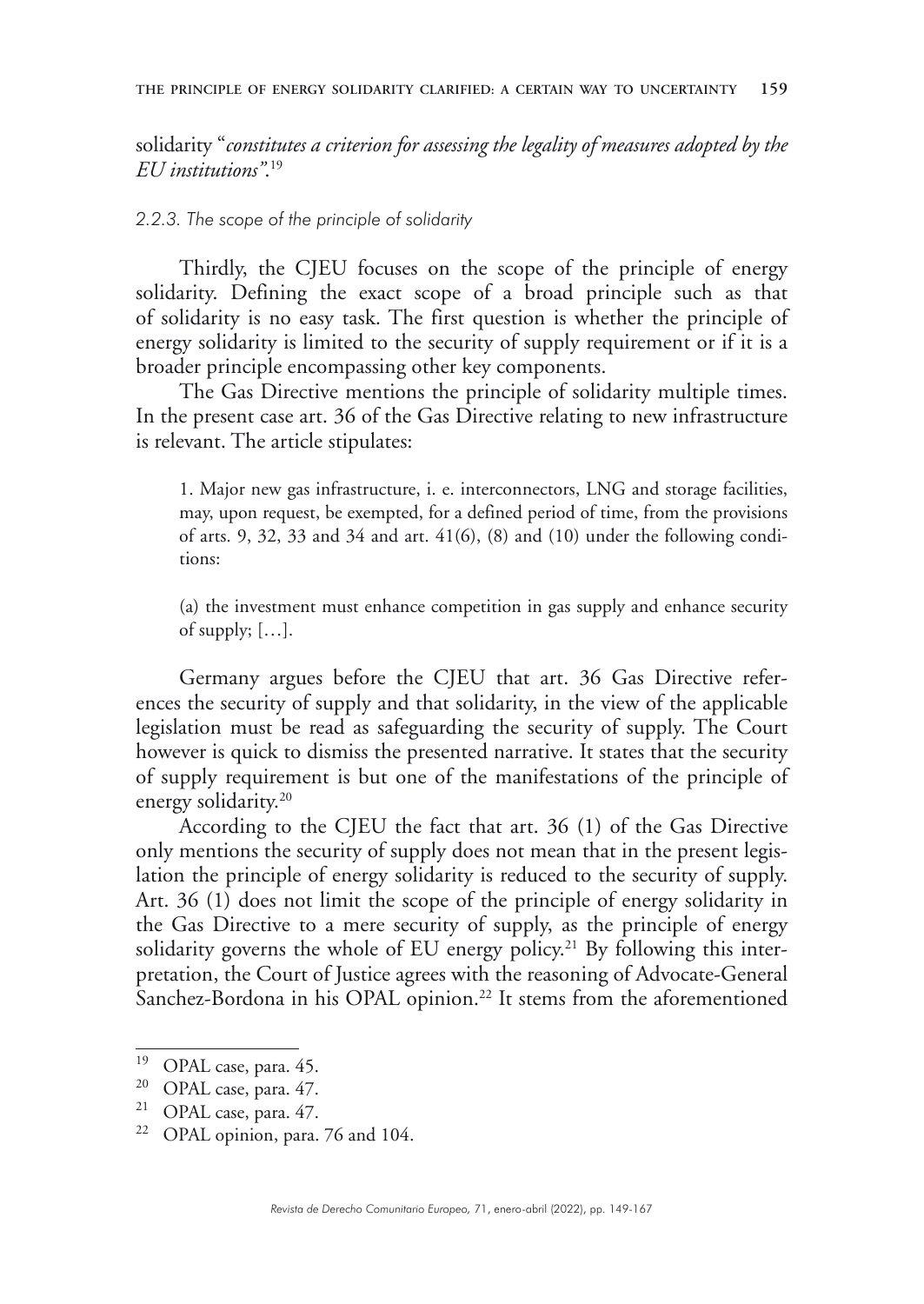solidarity "*constitutes a criterion for assessing the legality of measures adopted by the EU institutions*".[19]

*2.2.3. The scope of the principle of solidarity*

Thirdly, the CJEU focuses on the scope of the principle of energy solidarity. Defining the exact scope of a broad principle such as that of solidarity is no easy task. The first question is whether the principle of energy solidarity is limited to the security of supply requirement or if it is a broader principle encompassing other key components.

The Gas Directive mentions the principle of solidarity multiple times. In the present case art. 36 of the Gas Directive relating to new infrastructure is relevant. The article stipulates:

> 1. Major new gas infrastructure, i. e. interconnectors, LNG and storage facilities, may, upon request, be exempted, for a defined period of time, from the provisions of arts. 9, 32, 33 and 34 and art. 41(6), (8) and (10) under the following conditions:
>
> (a) the investment must enhance competition in gas supply and enhance security of supply; […].

Germany argues before the CJEU that art. 36 Gas Directive references the security of supply and that solidarity, in the view of the applicable legislation must be read as safeguarding the security of supply. The Court however is quick to dismiss the presented narrative. It states that the security of supply requirement is but one of the manifestations of the principle of energy solidarity.[20]

According to the CJEU the fact that art. 36 (1) of the Gas Directive only mentions the security of supply does not mean that in the present legislation the principle of energy solidarity is reduced to the security of supply. Art. 36 (1) does not limit the scope of the principle of energy solidarity in the Gas Directive to a mere security of supply, as the principle of energy solidarity governs the whole of EU energy policy.[21] By following this interpretation, the Court of Justice agrees with the reasoning of Advocate-General Sanchez-Bordona in his OPAL opinion.[22] It stems from the aforementioned

---

[19] OPAL case, para. 45.

[20] OPAL case, para. 47.

[21] OPAL case, para. 47.

[22] OPAL opinion, para. 76 and 104.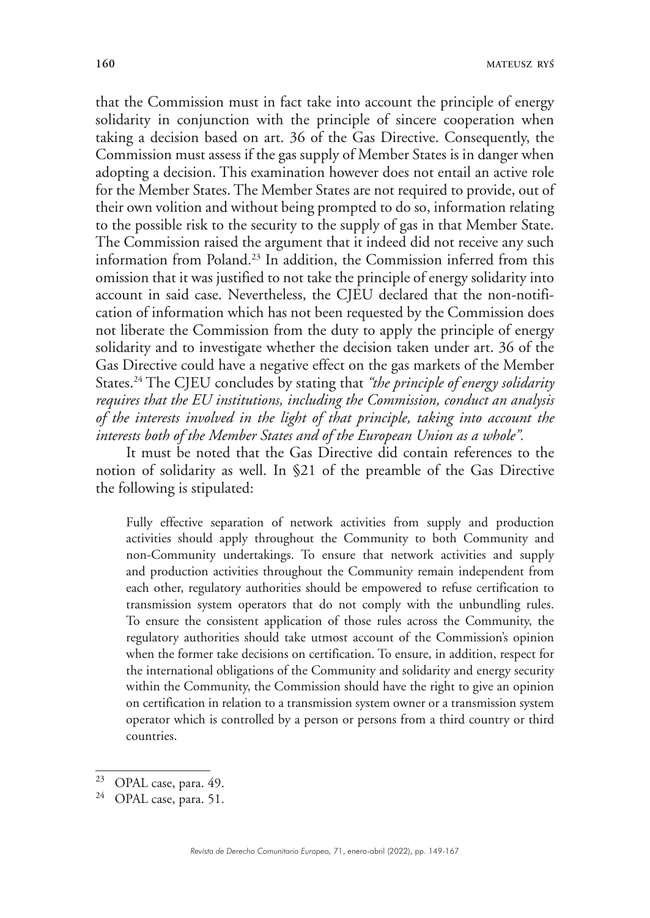that the Commission must in fact take into account the principle of energy solidarity in conjunction with the principle of sincere cooperation when taking a decision based on art. 36 of the Gas Directive. Consequently, the Commission must assess if the gas supply of Member States is in danger when adopting a decision. This examination however does not entail an active role for the Member States. The Member States are not required to provide, out of their own volition and without being prompted to do so, information relating to the possible risk to the security to the supply of gas in that Member State. The Commission raised the argument that it indeed did not receive any such information from Poland.[23] In addition, the Commission inferred from this omission that it was justified to not take the principle of energy solidarity into account in said case. Nevertheless, the CJEU declared that the non-notification of information which has not been requested by the Commission does not liberate the Commission from the duty to apply the principle of energy solidarity and to investigate whether the decision taken under art. 36 of the Gas Directive could have a negative effect on the gas markets of the Member States.[24] The CJEU concludes by stating that *"the principle of energy solidarity requires that the EU institutions, including the Commission, conduct an analysis of the interests involved in the light of that principle, taking into account the interests both of the Member States and of the European Union as a whole"*.

It must be noted that the Gas Directive did contain references to the notion of solidarity as well. In §21 of the preamble of the Gas Directive the following is stipulated:

> Fully effective separation of network activities from supply and production activities should apply throughout the Community to both Community and non-Community undertakings. To ensure that network activities and supply and production activities throughout the Community remain independent from each other, regulatory authorities should be empowered to refuse certification to transmission system operators that do not comply with the unbundling rules. To ensure the consistent application of those rules across the Community, the regulatory authorities should take utmost account of the Commission's opinion when the former take decisions on certification. To ensure, in addition, respect for the international obligations of the Community and solidarity and energy security within the Community, the Commission should have the right to give an opinion on certification in relation to a transmission system owner or a transmission system operator which is controlled by a person or persons from a third country or third countries.

---

[23] OPAL case, para. 49.

[24] OPAL case, para. 51.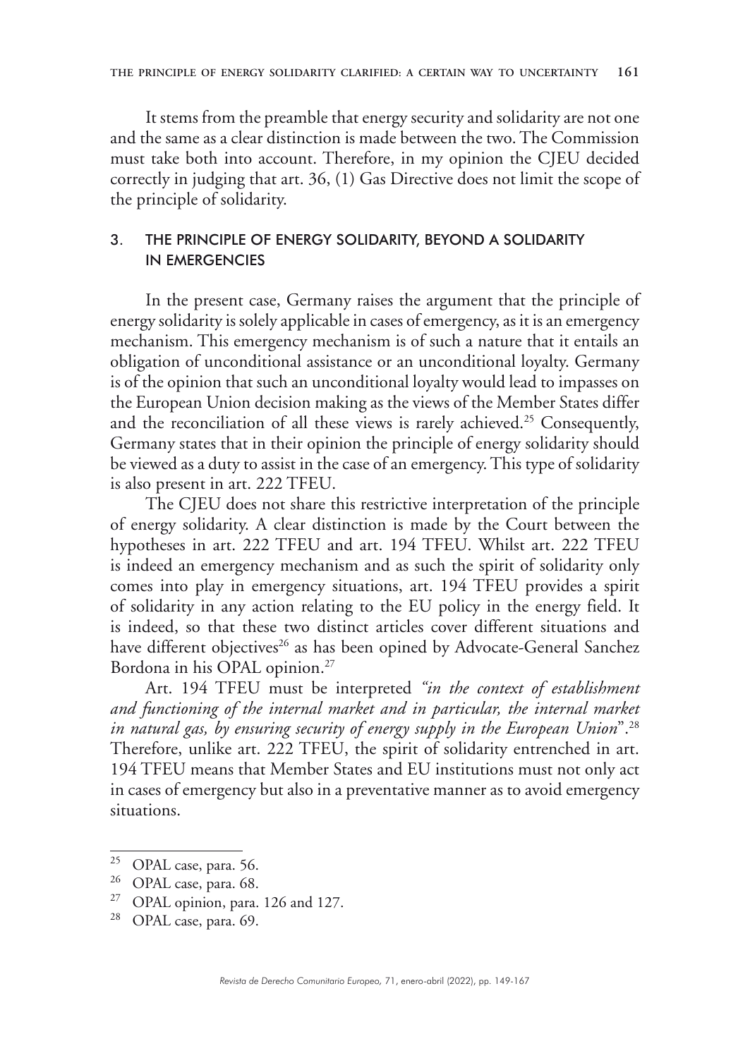It stems from the preamble that energy security and solidarity are not one and the same as a clear distinction is made between the two. The Commission must take both into account. Therefore, in my opinion the CJEU decided correctly in judging that art. 36, (1) Gas Directive does not limit the scope of the principle of solidarity.

## 3. THE PRINCIPLE OF ENERGY SOLIDARITY, BEYOND A SOLIDARITY IN EMERGENCIES

In the present case, Germany raises the argument that the principle of energy solidarity is solely applicable in cases of emergency, as it is an emergency mechanism. This emergency mechanism is of such a nature that it entails an obligation of unconditional assistance or an unconditional loyalty. Germany is of the opinion that such an unconditional loyalty would lead to impasses on the European Union decision making as the views of the Member States differ and the reconciliation of all these views is rarely achieved.[25] Consequently, Germany states that in their opinion the principle of energy solidarity should be viewed as a duty to assist in the case of an emergency. This type of solidarity is also present in art. 222 TFEU.

The CJEU does not share this restrictive interpretation of the principle of energy solidarity. A clear distinction is made by the Court between the hypotheses in art. 222 TFEU and art. 194 TFEU. Whilst art. 222 TFEU is indeed an emergency mechanism and as such the spirit of solidarity only comes into play in emergency situations, art. 194 TFEU provides a spirit of solidarity in any action relating to the EU policy in the energy field. It is indeed, so that these two distinct articles cover different situations and have different objectives[26] as has been opined by Advocate-General Sanchez Bordona in his OPAL opinion.[27]

Art. 194 TFEU must be interpreted *"in the context of establishment and functioning of the internal market and in particular, the internal market in natural gas, by ensuring security of energy supply in the European Union*".[28] Therefore, unlike art. 222 TFEU, the spirit of solidarity entrenched in art. 194 TFEU means that Member States and EU institutions must not only act in cases of emergency but also in a preventative manner as to avoid emergency situations.

---

[25] OPAL case, para. 56.

[26] OPAL case, para. 68.

[27] OPAL opinion, para. 126 and 127.

[28] OPAL case, para. 69.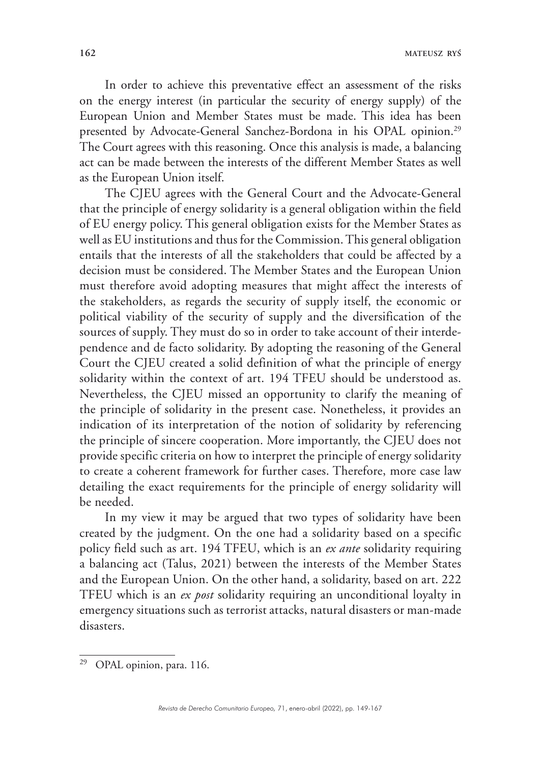In order to achieve this preventative effect an assessment of the risks on the energy interest (in particular the security of energy supply) of the European Union and Member States must be made. This idea has been presented by Advocate-General Sanchez-Bordona in his OPAL opinion.[29] The Court agrees with this reasoning. Once this analysis is made, a balancing act can be made between the interests of the different Member States as well as the European Union itself.

The CJEU agrees with the General Court and the Advocate-General that the principle of energy solidarity is a general obligation within the field of EU energy policy. This general obligation exists for the Member States as well as EU institutions and thus for the Commission. This general obligation entails that the interests of all the stakeholders that could be affected by a decision must be considered. The Member States and the European Union must therefore avoid adopting measures that might affect the interests of the stakeholders, as regards the security of supply itself, the economic or political viability of the security of supply and the diversification of the sources of supply. They must do so in order to take account of their interdependence and de facto solidarity. By adopting the reasoning of the General Court the CJEU created a solid definition of what the principle of energy solidarity within the context of art. 194 TFEU should be understood as. Nevertheless, the CJEU missed an opportunity to clarify the meaning of the principle of solidarity in the present case. Nonetheless, it provides an indication of its interpretation of the notion of solidarity by referencing the principle of sincere cooperation. More importantly, the CJEU does not provide specific criteria on how to interpret the principle of energy solidarity to create a coherent framework for further cases. Therefore, more case law detailing the exact requirements for the principle of energy solidarity will be needed.

In my view it may be argued that two types of solidarity have been created by the judgment. On the one had a solidarity based on a specific policy field such as art. 194 TFEU, which is an *ex ante* solidarity requiring a balancing act (Talus, 2021) between the interests of the Member States and the European Union. On the other hand, a solidarity, based on art. 222 TFEU which is an *ex post* solidarity requiring an unconditional loyalty in emergency situations such as terrorist attacks, natural disasters or man-made disasters.

[29] OPAL opinion, para. 116.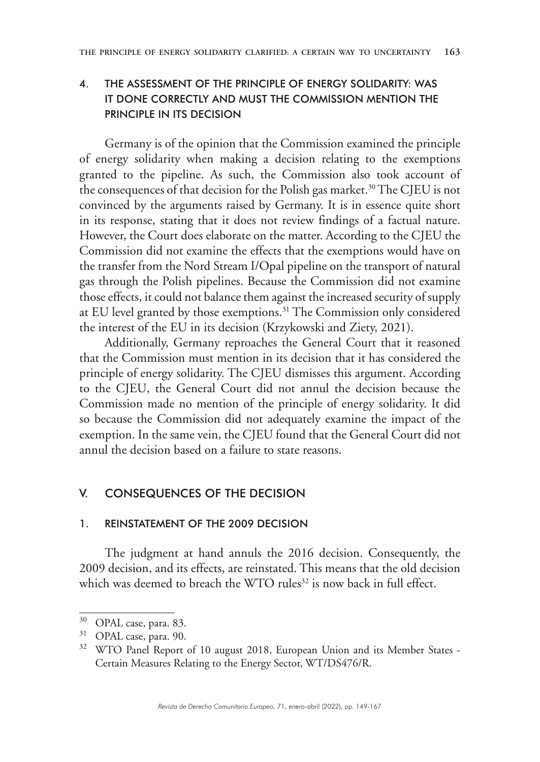## 4. THE ASSESSMENT OF THE PRINCIPLE OF ENERGY SOLIDARITY: WAS IT DONE CORRECTLY AND MUST THE COMMISSION MENTION THE PRINCIPLE IN ITS DECISION

Germany is of the opinion that the Commission examined the principle of energy solidarity when making a decision relating to the exemptions granted to the pipeline. As such, the Commission also took account of the consequences of that decision for the Polish gas market.[30] The CJEU is not convinced by the arguments raised by Germany. It is in essence quite short in its response, stating that it does not review findings of a factual nature. However, the Court does elaborate on the matter. According to the CJEU the Commission did not examine the effects that the exemptions would have on the transfer from the Nord Stream I/Opal pipeline on the transport of natural gas through the Polish pipelines. Because the Commission did not examine those effects, it could not balance them against the increased security of supply at EU level granted by those exemptions.[31] The Commission only considered the interest of the EU in its decision (Krzykowski and Ziety, 2021).

Additionally, Germany reproaches the General Court that it reasoned that the Commission must mention in its decision that it has considered the principle of energy solidarity. The CJEU dismisses this argument. According to the CJEU, the General Court did not annul the decision because the Commission made no mention of the principle of energy solidarity. It did so because the Commission did not adequately examine the impact of the exemption. In the same vein, the CJEU found that the General Court did not annul the decision based on a failure to state reasons.

# V. CONSEQUENCES OF THE DECISION

## 1. REINSTATEMENT OF THE 2009 DECISION

The judgment at hand annuls the 2016 decision. Consequently, the 2009 decision, and its effects, are reinstated. This means that the old decision which was deemed to breach the WTO rules[32] is now back in full effect.

---

[30] OPAL case, para. 83.

[31] OPAL case, para. 90.

[32] WTO Panel Report of 10 august 2018, European Union and its Member States - Certain Measures Relating to the Energy Sector, WT/DS476/R.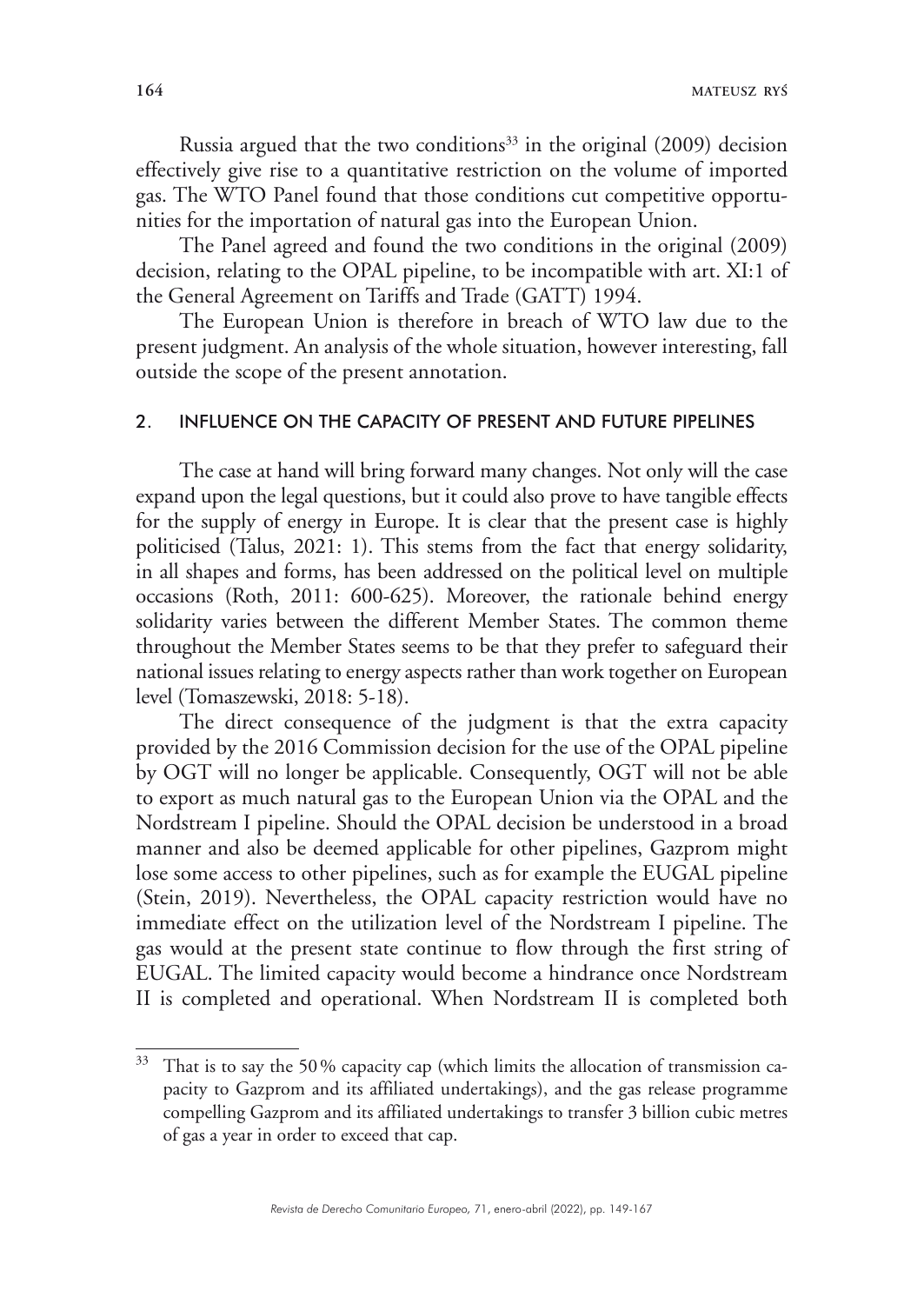Russia argued that the two conditions[33] in the original (2009) decision effectively give rise to a quantitative restriction on the volume of imported gas. The WTO Panel found that those conditions cut competitive opportunities for the importation of natural gas into the European Union.

The Panel agreed and found the two conditions in the original (2009) decision, relating to the OPAL pipeline, to be incompatible with art. XI:1 of the General Agreement on Tariffs and Trade (GATT) 1994.

The European Union is therefore in breach of WTO law due to the present judgment. An analysis of the whole situation, however interesting, fall outside the scope of the present annotation.

## 2. INFLUENCE ON THE CAPACITY OF PRESENT AND FUTURE PIPELINES

The case at hand will bring forward many changes. Not only will the case expand upon the legal questions, but it could also prove to have tangible effects for the supply of energy in Europe. It is clear that the present case is highly politicised (Talus, 2021: 1). This stems from the fact that energy solidarity, in all shapes and forms, has been addressed on the political level on multiple occasions (Roth, 2011: 600-625). Moreover, the rationale behind energy solidarity varies between the different Member States. The common theme throughout the Member States seems to be that they prefer to safeguard their national issues relating to energy aspects rather than work together on European level (Tomaszewski, 2018: 5-18).

The direct consequence of the judgment is that the extra capacity provided by the 2016 Commission decision for the use of the OPAL pipeline by OGT will no longer be applicable. Consequently, OGT will not be able to export as much natural gas to the European Union via the OPAL and the Nordstream I pipeline. Should the OPAL decision be understood in a broad manner and also be deemed applicable for other pipelines, Gazprom might lose some access to other pipelines, such as for example the EUGAL pipeline (Stein, 2019). Nevertheless, the OPAL capacity restriction would have no immediate effect on the utilization level of the Nordstream I pipeline. The gas would at the present state continue to flow through the first string of EUGAL. The limited capacity would become a hindrance once Nordstream II is completed and operational. When Nordstream II is completed both

---

[33] That is to say the 50 % capacity cap (which limits the allocation of transmission capacity to Gazprom and its affiliated undertakings), and the gas release programme compelling Gazprom and its affiliated undertakings to transfer 3 billion cubic metres of gas a year in order to exceed that cap.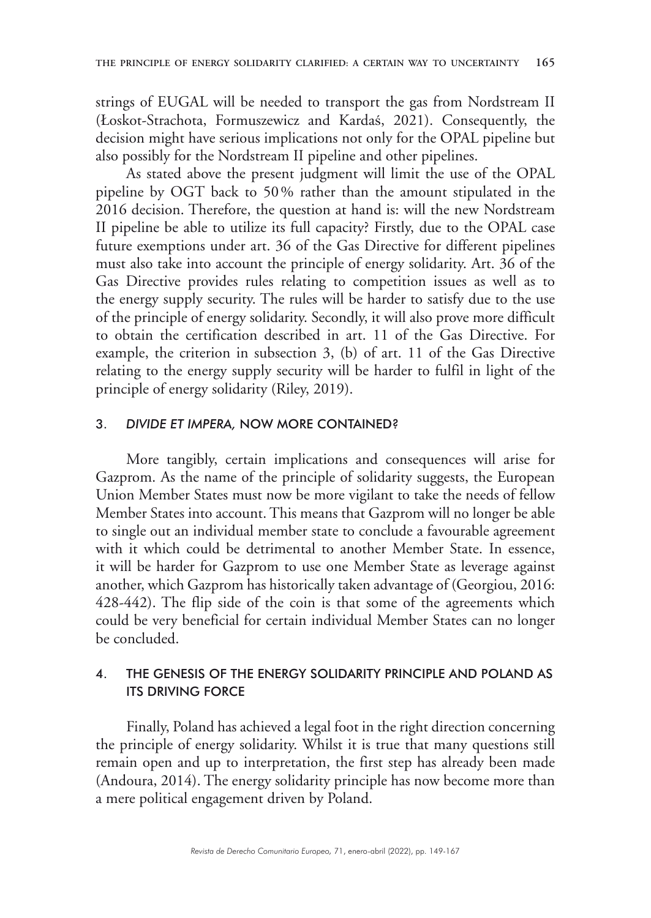strings of EUGAL will be needed to transport the gas from Nordstream II (Łoskot-Strachota, Formuszewicz and Kardaś, 2021). Consequently, the decision might have serious implications not only for the OPAL pipeline but also possibly for the Nordstream II pipeline and other pipelines.

As stated above the present judgment will limit the use of the OPAL pipeline by OGT back to 50 % rather than the amount stipulated in the 2016 decision. Therefore, the question at hand is: will the new Nordstream II pipeline be able to utilize its full capacity? Firstly, due to the OPAL case future exemptions under art. 36 of the Gas Directive for different pipelines must also take into account the principle of energy solidarity. Art. 36 of the Gas Directive provides rules relating to competition issues as well as to the energy supply security. The rules will be harder to satisfy due to the use of the principle of energy solidarity. Secondly, it will also prove more difficult to obtain the certification described in art. 11 of the Gas Directive. For example, the criterion in subsection 3, (b) of art. 11 of the Gas Directive relating to the energy supply security will be harder to fulfil in light of the principle of energy solidarity (Riley, 2019).

## 3. *DIVIDE ET IMPERA,* NOW MORE CONTAINED?

More tangibly, certain implications and consequences will arise for Gazprom. As the name of the principle of solidarity suggests, the European Union Member States must now be more vigilant to take the needs of fellow Member States into account. This means that Gazprom will no longer be able to single out an individual member state to conclude a favourable agreement with it which could be detrimental to another Member State. In essence, it will be harder for Gazprom to use one Member State as leverage against another, which Gazprom has historically taken advantage of (Georgiou, 2016: 428-442). The flip side of the coin is that some of the agreements which could be very beneficial for certain individual Member States can no longer be concluded.

## 4. THE GENESIS OF THE ENERGY SOLIDARITY PRINCIPLE AND POLAND AS ITS DRIVING FORCE

Finally, Poland has achieved a legal foot in the right direction concerning the principle of energy solidarity. Whilst it is true that many questions still remain open and up to interpretation, the first step has already been made (Andoura, 2014). The energy solidarity principle has now become more than a mere political engagement driven by Poland.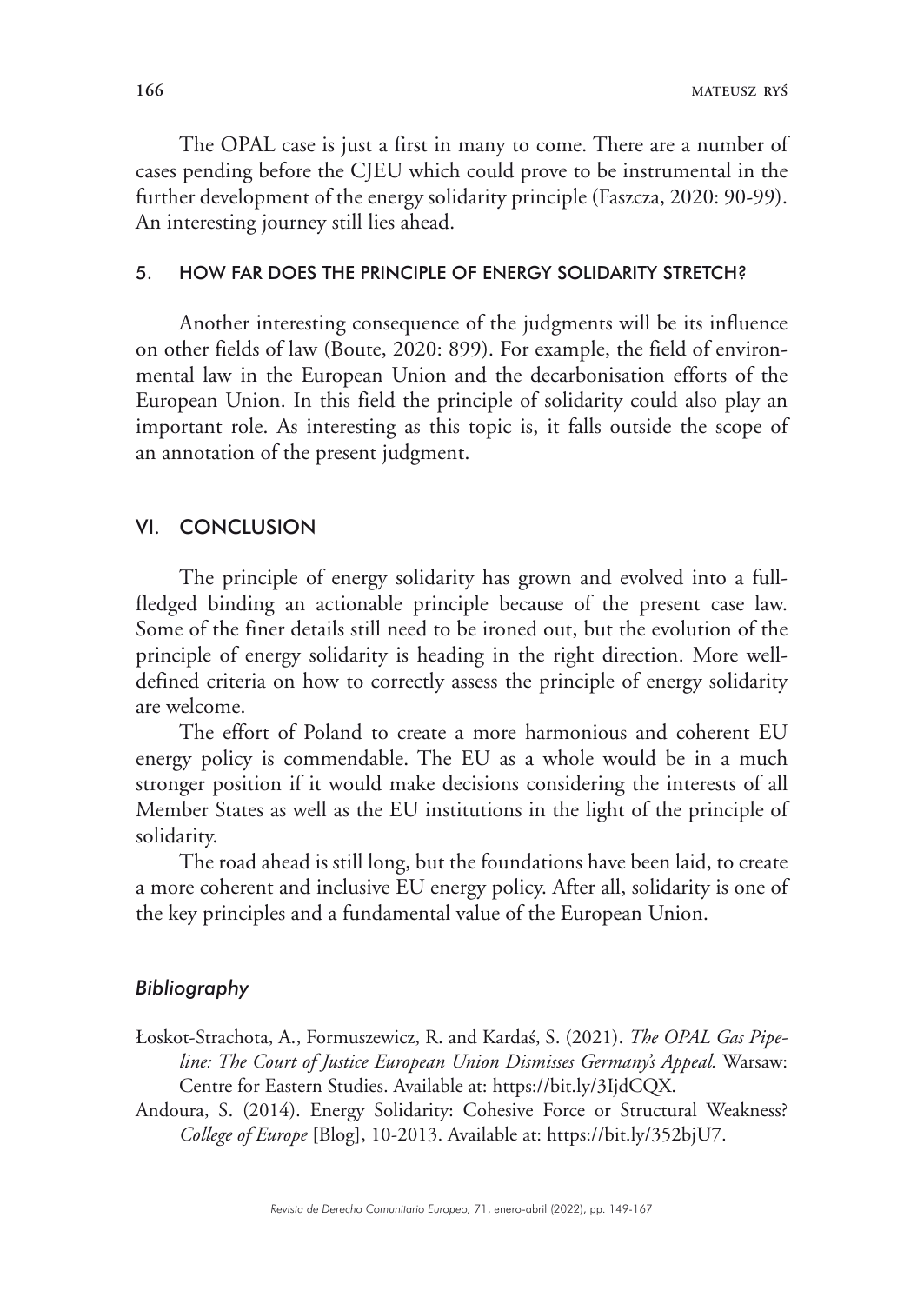The OPAL case is just a first in many to come. There are a number of cases pending before the CJEU which could prove to be instrumental in the further development of the energy solidarity principle (Faszcza, 2020: 90-99). An interesting journey still lies ahead.

### 5. HOW FAR DOES THE PRINCIPLE OF ENERGY SOLIDARITY STRETCH?

Another interesting consequence of the judgments will be its influence on other fields of law (Boute, 2020: 899). For example, the field of environmental law in the European Union and the decarbonisation efforts of the European Union. In this field the principle of solidarity could also play an important role. As interesting as this topic is, it falls outside the scope of an annotation of the present judgment.

## VI. CONCLUSION

The principle of energy solidarity has grown and evolved into a full-fledged binding an actionable principle because of the present case law. Some of the finer details still need to be ironed out, but the evolution of the principle of energy solidarity is heading in the right direction. More well-defined criteria on how to correctly assess the principle of energy solidarity are welcome.

The effort of Poland to create a more harmonious and coherent EU energy policy is commendable. The EU as a whole would be in a much stronger position if it would make decisions considering the interests of all Member States as well as the EU institutions in the light of the principle of solidarity.

The road ahead is still long, but the foundations have been laid, to create a more coherent and inclusive EU energy policy. After all, solidarity is one of the key principles and a fundamental value of the European Union.

### *Bibliography*

Łoskot-Strachota, A., Formuszewicz, R. and Kardaś, S. (2021). *The OPAL Gas Pipeline: The Court of Justice European Union Dismisses Germany's Appeal.* Warsaw: Centre for Eastern Studies. Available at: https://bit.ly/3IjdCQX.

Andoura, S. (2014). Energy Solidarity: Cohesive Force or Structural Weakness? *College of Europe* [Blog], 10-2013. Available at: https://bit.ly/352bjU7.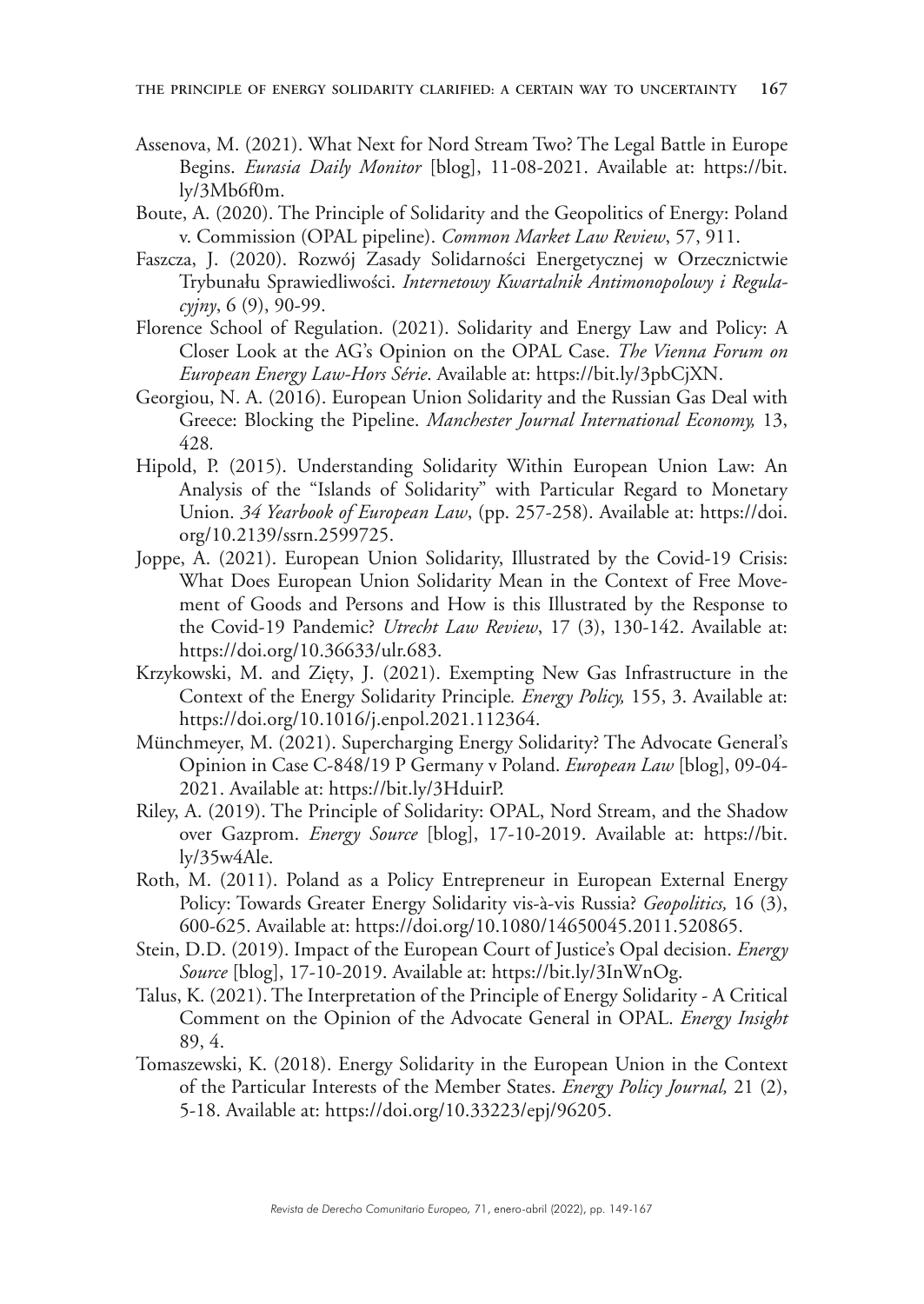Assenova, M. (2021). What Next for Nord Stream Two? The Legal Battle in Europe Begins. *Eurasia Daily Monitor* [blog], 11-08-2021. Available at: https://bit.ly/3Mb6f0m.

Boute, A. (2020). The Principle of Solidarity and the Geopolitics of Energy: Poland v. Commission (OPAL pipeline). *Common Market Law Review*, 57, 911.

Faszcza, J. (2020). Rozwój Zasady Solidarności Energetycznej w Orzecznictwie Trybunału Sprawiedliwości. *Internetowy Kwartalnik Antimonopolowy i Regulacyjny*, 6 (9), 90-99.

Florence School of Regulation. (2021). Solidarity and Energy Law and Policy: A Closer Look at the AG's Opinion on the OPAL Case. *The Vienna Forum on European Energy Law-Hors Série*. Available at: https://bit.ly/3pbCjXN.

Georgiou, N. A. (2016). European Union Solidarity and the Russian Gas Deal with Greece: Blocking the Pipeline. *Manchester Journal International Economy,* 13, 428.

Hipold, P. (2015). Understanding Solidarity Within European Union Law: An Analysis of the "Islands of Solidarity" with Particular Regard to Monetary Union. *34 Yearbook of European Law*, (pp. 257-258). Available at: https://doi.org/10.2139/ssrn.2599725.

Joppe, A. (2021). European Union Solidarity, Illustrated by the Covid-19 Crisis: What Does European Union Solidarity Mean in the Context of Free Movement of Goods and Persons and How is this Illustrated by the Response to the Covid-19 Pandemic? *Utrecht Law Review*, 17 (3), 130-142. Available at: https://doi.org/10.36633/ulr.683.

Krzykowski, M. and Zięty, J. (2021). Exempting New Gas Infrastructure in the Context of the Energy Solidarity Principle*. Energy Policy,* 155, 3. Available at: https://doi.org/10.1016/j.enpol.2021.112364.

Münchmeyer, M. (2021). Supercharging Energy Solidarity? The Advocate General's Opinion in Case C-848/19 P Germany v Poland. *European Law* [blog], 09-04-2021. Available at: https://bit.ly/3HduirP.

Riley, A. (2019). The Principle of Solidarity: OPAL, Nord Stream, and the Shadow over Gazprom. *Energy Source* [blog], 17-10-2019. Available at: https://bit.ly/35w4Ale.

Roth, M. (2011). Poland as a Policy Entrepreneur in European External Energy Policy: Towards Greater Energy Solidarity vis-à-vis Russia? *Geopolitics,* 16 (3), 600-625. Available at: https://doi.org/10.1080/14650045.2011.520865.

Stein, D.D. (2019). Impact of the European Court of Justice's Opal decision. *Energy Source* [blog], 17-10-2019. Available at: https://bit.ly/3InWnOg.

Talus, K. (2021). The Interpretation of the Principle of Energy Solidarity - A Critical Comment on the Opinion of the Advocate General in OPAL. *Energy Insight* 89, 4.

Tomaszewski, K. (2018). Energy Solidarity in the European Union in the Context of the Particular Interests of the Member States. *Energy Policy Journal,* 21 (2), 5-18. Available at: https://doi.org/10.33223/epj/96205.